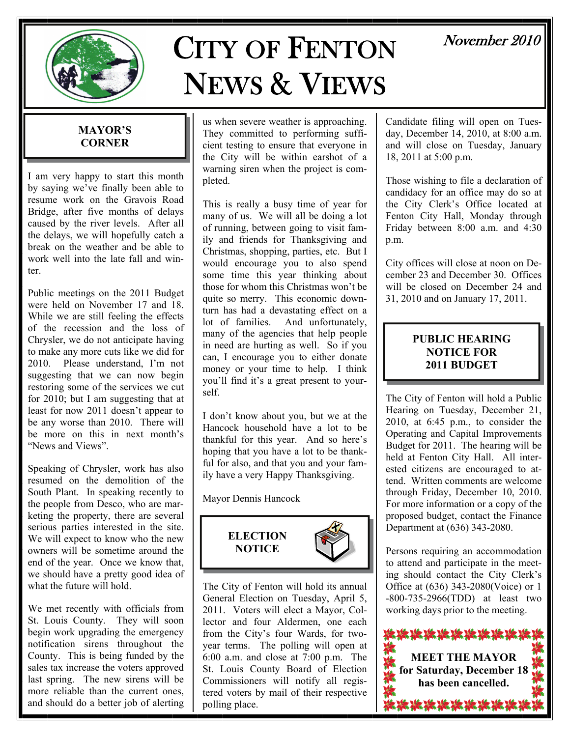# CITY OF FENTON NEWS & VIEWS

November 2010

## MAYOR'S CORNER

I am very happy to start this month by saying we've finally been able to resume work on the Gravois Road Bridge, after five months of delays caused by the river levels. After all the delays, we will hopefully catch a break on the weather and be able to work well into the late fall and winter.

Public meetings on the 2011 Budget were held on November 17 and 18. While we are still feeling the effects of the recession and the loss of Chrysler, we do not anticipate having to make any more cuts like we did for 2010. Please understand, I'm not suggesting that we can now begin restoring some of the services we cut for 2010; but I am suggesting that at least for now 2011 doesn't appear to be any worse than 2010. There will be more on this in next month's "News and Views".

Speaking of Chrysler, work has also resumed on the demolition of the South Plant. In speaking recently to the people from Desco, who are marketing the property, there are several serious parties interested in the site. We will expect to know who the new owners will be sometime around the end of the year. Once we know that, we should have a pretty good idea of what the future will hold.

We met recently with officials from St. Louis County. They will soon begin work upgrading the emergency notification sirens throughout the County. This is being funded by the sales tax increase the voters approved last spring. The new sirens will be more reliable than the current ones, and should do a better job of alerting us when severe weather is approaching. They committed to performing sufficient testing to ensure that everyone in the City will be within earshot of a warning siren when the project is completed.

This is really a busy time of year for many of us. We will all be doing a lot of running, between going to visit family and friends for Thanksgiving and Christmas, shopping, parties, etc. But I would encourage you to also spend some time this year thinking about those for whom this Christmas won't be quite so merry. This economic downturn has had a devastating effect on a lot of families. And unfortunately, many of the agencies that help people in need are hurting as well. So if you can, I encourage you to either donate money or your time to help. I think you'll find it's a great present to yourself.

I don't know about you, but we at the Hancock household have a lot to be thankful for this year. And so here's hoping that you have a lot to be thankful for also, and that you and your family have a very Happy Thanksgiving.

Mayor Dennis Hancock

## ELECTION NOTICE

The City of Fenton will hold its annual General Election on Tuesday, April 5, 2011. Voters will elect a Mayor, Collector and four Aldermen, one each from the City's four Wards, for two-year terms. The polling will open at 6:00 a.m. and close at 7:00 p.m. The St. Louis County Board of Election Commissioners will notify all registered voters by mail of their respective polling place.

Candidate filing will open on Tuesday, December 14, 2010, at 8:00 a.m. and will close on Tuesday, January 18, 2011 at 5:00 p.m.

Those wishing to file a declaration of candidacy for an office may do so at the City Clerk's Office located at Fenton City Hall, Monday through Friday between 8:00 a.m. and 4:30 p.m.

City offices will close at noon on December 23 and December 30. Offices will be closed on December 24 and 31, 2010 and on January 17, 2011.

## PUBLIC HEARING NOTICE FOR 2011 BUDGET

The City of Fenton will hold a Public Hearing on Tuesday, December 21, 2010, at 6:45 p.m., to consider the Operating and Capital Improvements Budget for 2011. The hearing will be held at Fenton City Hall. All interested citizens are encouraged to attend. Written comments are welcome through Friday, December 10, 2010. For more information or a copy of the proposed budget, contact the Finance Department at (636) 343-2080.

Persons requiring an accommodation to attend and participate in the meeting should contact the City Clerk's Office at (636) 343-2080(Voice) or 1-800-735-2966(TDD) at least two working days prior to the meeting.

**MEET THE MAYOR for Saturday, December 18 has been cancelled.**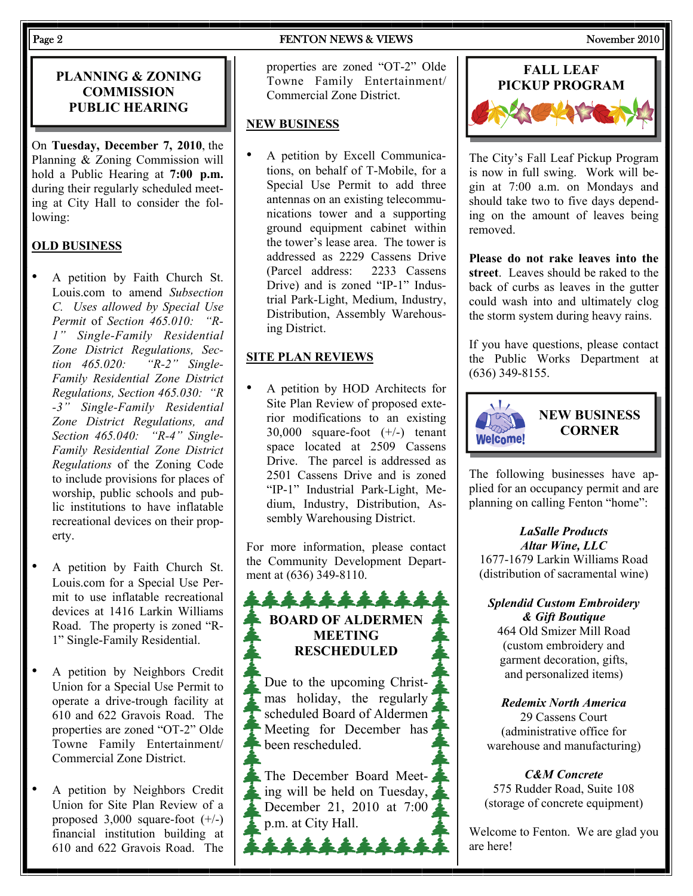## PLANNING & ZONING COMMISSION PUBLIC HEARING

On **Tuesday, December 7, 2010**, the Planning & Zoning Commission will hold a Public Hearing at **7:00 p.m.** during their regularly scheduled meeting at City Hall to consider the following:

### OLD BUSINESS

- A petition by Faith Church St. Louis.com to amend *Subsection C. Uses allowed by Special Use Permit* of *Section 465.010: "R-1" Single-Family Residential Zone District Regulations, Section 465.020: "R-2" Single-Family Residential Zone District Regulations, Section 465.030: "R-3" Single-Family Residential Zone District Regulations, and Section 465.040: "R-4" Single-Family Residential Zone District Regulations* of the Zoning Code to include provisions for places of worship, public schools and public institutions to have inflatable recreational devices on their property.
- A petition by Faith Church St. Louis.com for a Special Use Permit to use inflatable recreational devices at 1416 Larkin Williams Road. The property is zoned "R-1" Single-Family Residential.
- A petition by Neighbors Credit Union for a Special Use Permit to operate a drive-trough facility at 610 and 622 Gravois Road. The properties are zoned "OT-2" Olde Towne Family Entertainment/ Commercial Zone District.
- A petition by Neighbors Credit Union for Site Plan Review of a proposed 3,000 square-foot (+/-) financial institution building at 610 and 622 Gravois Road. The properties are zoned "OT-2" Olde Towne Family Entertainment/ Commercial Zone District.

### NEW BUSINESS

- A petition by Excell Communications, on behalf of T-Mobile, for a Special Use Permit to add three antennas on an existing telecommunications tower and a supporting ground equipment cabinet within the tower's lease area. The tower is addressed as 2229 Cassens Drive (Parcel address: 2233 Cassens Drive) and is zoned "IP-1" Industrial Park-Light, Medium, Industry, Distribution, Assembly Warehousing District.

### SITE PLAN REVIEWS

- A petition by HOD Architects for Site Plan Review of proposed exterior modifications to an existing 30,000 square-foot (+/-) tenant space located at 2509 Cassens Drive. The parcel is addressed as 2501 Cassens Drive and is zoned "IP-1" Industrial Park-Light, Medium, Industry, Distribution, Assembly Warehousing District.

For more information, please contact the Community Development Department at (636) 349-8110.

## BOARD OF ALDERMEN MEETING RESCHEDULED

Due to the upcoming Christmas holiday, the regularly scheduled Board of Aldermen Meeting for December has been rescheduled.

The December Board Meeting will be held on Tuesday, December 21, 2010 at 7:00 p.m. at City Hall.

## FALL LEAF PICKUP PROGRAM

The City's Fall Leaf Pickup Program is now in full swing. Work will begin at 7:00 a.m. on Mondays and should take two to five days depending on the amount of leaves being removed.

**Please do not rake leaves into the street**. Leaves should be raked to the back of curbs as leaves in the gutter could wash into and ultimately clog the storm system during heavy rains.

If you have questions, please contact the Public Works Department at (636) 349-8155.

## NEW BUSINESS CORNER

Welcome!

The following businesses have applied for an occupancy permit and are planning on calling Fenton "home":

***LaSalle Products***
***Altar Wine, LLC***
1677-1679 Larkin Williams Road
(distribution of sacramental wine)

***Splendid Custom Embroidery & Gift Boutique***
464 Old Smizer Mill Road
(custom embroidery and garment decoration, gifts, and personalized items)

***Redemix North America***
29 Cassens Court
(administrative office for warehouse and manufacturing)

***C&M Concrete***
575 Rudder Road, Suite 108
(storage of concrete equipment)

Welcome to Fenton. We are glad you are here!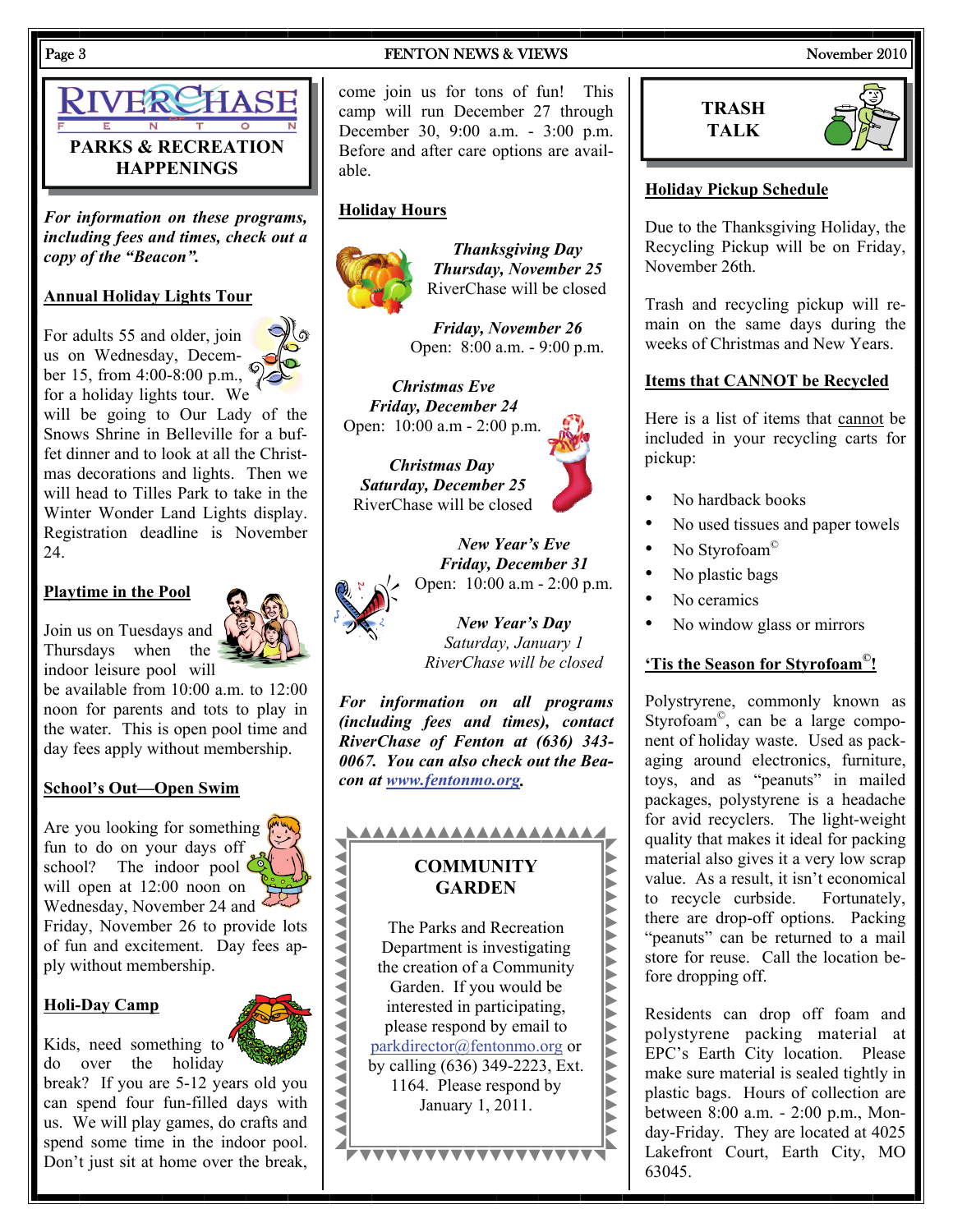# RIVERCHASE OF FENTON

## PARKS & RECREATION HAPPENINGS

***For information on these programs, including fees and times, check out a copy of the "Beacon".***

### Annual Holiday Lights Tour

For adults 55 and older, join us on Wednesday, December 15, from 4:00-8:00 p.m., for a holiday lights tour. We will be going to Our Lady of the Snows Shrine in Belleville for a buffet dinner and to look at all the Christmas decorations and lights. Then we will head to Tilles Park to take in the Winter Wonder Land Lights display. Registration deadline is November 24.

### Playtime in the Pool

Join us on Tuesdays and Thursdays when the indoor leisure pool will be available from 10:00 a.m. to 12:00 noon for parents and tots to play in the water. This is open pool time and day fees apply without membership.

### School's Out—Open Swim

Are you looking for something fun to do on your days off school? The indoor pool will open at 12:00 noon on Wednesday, November 24 and Friday, November 26 to provide lots of fun and excitement. Day fees apply without membership.

### Holi-Day Camp

Kids, need something to do over the holiday break? If you are 5-12 years old you can spend four fun-filled days with us. We will play games, do crafts and spend some time in the indoor pool. Don't just sit at home over the break, come join us for tons of fun! This camp will run December 27 through December 30, 9:00 a.m. - 3:00 p.m. Before and after care options are available.

### Holiday Hours

***Thanksgiving Day***
***Thursday, November 25***
RiverChase will be closed

***Friday, November 26***
Open: 8:00 a.m. - 9:00 p.m.

***Christmas Eve***
***Friday, December 24***
Open: 10:00 a.m - 2:00 p.m.

***Christmas Day***
***Saturday, December 25***
RiverChase will be closed

***New Year's Eve***
***Friday, December 31***
Open: 10:00 a.m - 2:00 p.m.

***New Year's Day***
*Saturday, January 1*
*RiverChase will be closed*

***For information on all programs (including fees and times), contact RiverChase of Fenton at (636) 343-0067. You can also check out the Beacon at www.fentonmo.org.***

## COMMUNITY GARDEN

The Parks and Recreation Department is investigating the creation of a Community Garden. If you would be interested in participating, please respond by email to parkdirector@fentonmo.org or by calling (636) 349-2223, Ext. 1164. Please respond by January 1, 2011.

## TRASH TALK

### Holiday Pickup Schedule

Due to the Thanksgiving Holiday, the Recycling Pickup will be on Friday, November 26th.

Trash and recycling pickup will remain on the same days during the weeks of Christmas and New Years.

### Items that CANNOT be Recycled

Here is a list of items that cannot be included in your recycling carts for pickup:

- No hardback books
- No used tissues and paper towels
- No Styrofoam©
- No plastic bags
- No ceramics
- No window glass or mirrors

### 'Tis the Season for Styrofoam©!

Polystryrene, commonly known as Styrofoam©, can be a large component of holiday waste. Used as packaging around electronics, furniture, toys, and as "peanuts" in mailed packages, polystyrene is a headache for avid recyclers. The light-weight quality that makes it ideal for packing material also gives it a very low scrap value. As a result, it isn't economical to recycle curbside. Fortunately, there are drop-off options. Packing "peanuts" can be returned to a mail store for reuse. Call the location before dropping off.

Residents can drop off foam and polystyrene packing material at EPC's Earth City location. Please make sure material is sealed tightly in plastic bags. Hours of collection are between 8:00 a.m. - 2:00 p.m., Monday-Friday. They are located at 4025 Lakefront Court, Earth City, MO 63045.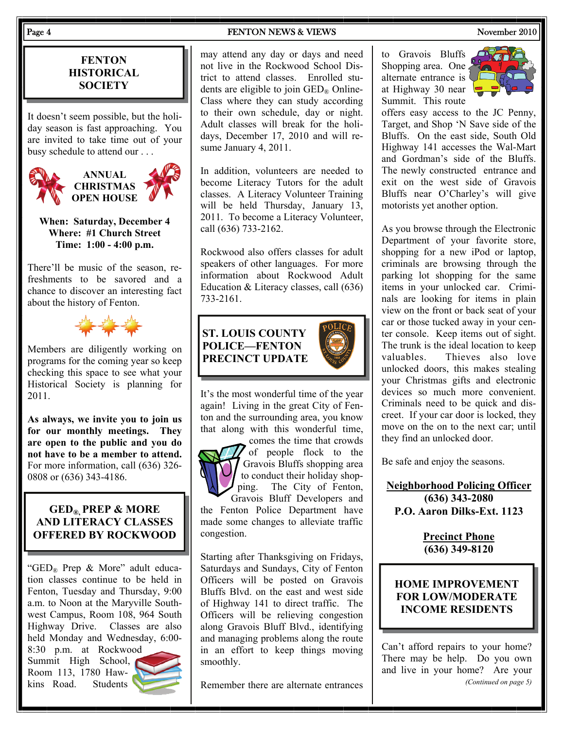## FENTON HISTORICAL SOCIETY

It doesn't seem possible, but the holiday season is fast approaching. You are invited to take time out of your busy schedule to attend our . . .

### ANNUAL CHRISTMAS OPEN HOUSE

**When: Saturday, December 4**
**Where: #1 Church Street**
**Time: 1:00 - 4:00 p.m.**

There'll be music of the season, refreshments to be savored and a chance to discover an interesting fact about the history of Fenton.

Members are diligently working on programs for the coming year so keep checking this space to see what your Historical Society is planning for 2011.

**As always, we invite you to join us for our monthly meetings. They are open to the public and you do not have to be a member to attend.** For more information, call (636) 326-0808 or (636) 343-4186.

## GED® PREP & MORE AND LITERACY CLASSES OFFERED BY ROCKWOOD

"GED® Prep & More" adult education classes continue to be held in Fenton, Tuesday and Thursday, 9:00 a.m. to Noon at the Maryville Southwest Campus, Room 108, 964 South Highway Drive. Classes are also held Monday and Wednesday, 6:00-8:30 p.m. at Rockwood Summit High School, Room 113, 1780 Hawkins Road. Students may attend any day or days and need not live in the Rockwood School District to attend classes. Enrolled students are eligible to join GED® OnlineClass where they can study according to their own schedule, day or night. Adult classes will break for the holidays, December 17, 2010 and will resume January 4, 2011.

In addition, volunteers are needed to become Literacy Tutors for the adult classes. A Literacy Volunteer Training will be held Thursday, January 13, 2011. To become a Literacy Volunteer, call (636) 733-2162.

Rockwood also offers classes for adult speakers of other languages. For more information about Rockwood Adult Education & Literacy classes, call (636) 733-2161.

## ST. LOUIS COUNTY POLICE—FENTON PRECINCT UPDATE

It's the most wonderful time of the year again! Living in the great City of Fenton and the surrounding area, you know that along with this wonderful time, comes the time that crowds of people flock to the Gravois Bluffs shopping area to conduct their holiday shopping. The City of Fenton, Gravois Bluff Developers and the Fenton Police Department have made some changes to alleviate traffic congestion.

Starting after Thanksgiving on Fridays, Saturdays and Sundays, City of Fenton Officers will be posted on Gravois Bluffs Blvd. on the east and west side of Highway 141 to direct traffic. The Officers will be relieving congestion along Gravois Bluff Blvd., identifying and managing problems along the route in an effort to keep things moving smoothly.

Remember there are alternate entrances to Gravois Bluffs Shopping area. One alternate entrance is at Highway 30 near Summit. This route offers easy access to the JC Penny, Target, and Shop 'N Save side of the Bluffs. On the east side, South Old Highway 141 accesses the Wal-Mart and Gordman's side of the Bluffs. The newly constructed entrance and exit on the west side of Gravois Bluffs near O'Charley's will give motorists yet another option.

As you browse through the Electronic Department of your favorite store, shopping for a new iPod or laptop, criminals are browsing through the parking lot shopping for the same items in your unlocked car. Criminals are looking for items in plain view on the front or back seat of your car or those tucked away in your center console. Keep items out of sight. The trunk is the ideal location to keep valuables. Thieves also love unlocked doors, this makes stealing your Christmas gifts and electronic devices so much more convenient. Criminals need to be quick and discreet. If your car door is locked, they move on the on to the next car; until they find an unlocked door.

Be safe and enjoy the seasons.

**Neighborhood Policing Officer**
**(636) 343-2080**
**P.O. Aaron Dilks-Ext. 1123**

**Precinct Phone**
**(636) 349-8120**

## HOME IMPROVEMENT FOR LOW/MODERATE INCOME RESIDENTS

Can't afford repairs to your home? There may be help. Do you own and live in your home? Are your

*(Continued on page 5)*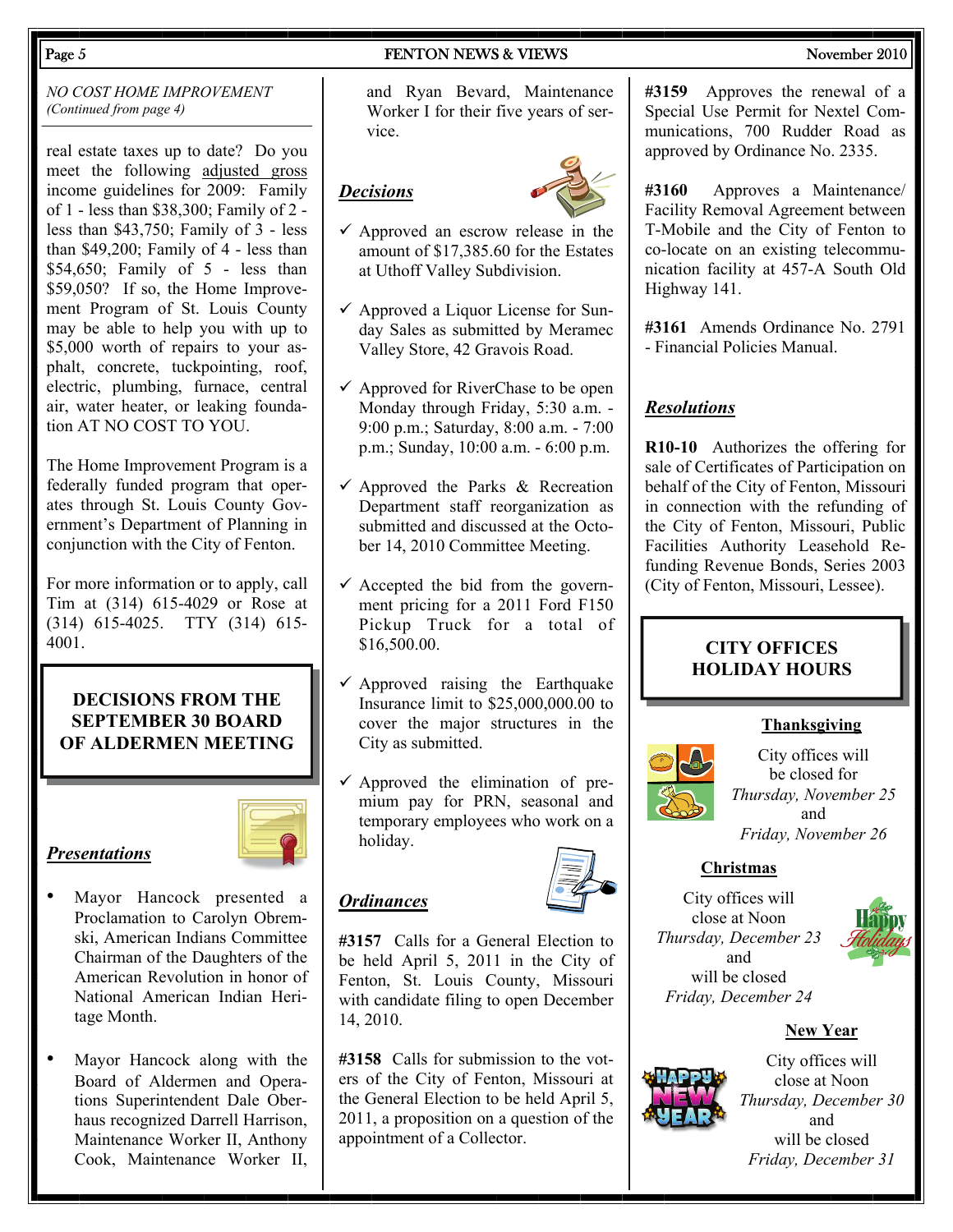*NO COST HOME IMPROVEMENT*
*(Continued from page 4)*

real estate taxes up to date? Do you meet the following adjusted gross income guidelines for 2009: Family of 1 - less than $38,300; Family of 2 - less than $43,750; Family of 3 - less than $49,200; Family of 4 - less than $54,650; Family of 5 - less than $59,050? If so, the Home Improvement Program of St. Louis County may be able to help you with up to $5,000 worth of repairs to your asphalt, concrete, tuckpointing, roof, electric, plumbing, furnace, central air, water heater, or leaking foundation AT NO COST TO YOU.

The Home Improvement Program is a federally funded program that operates through St. Louis County Government's Department of Planning in conjunction with the City of Fenton.

For more information or to apply, call Tim at (314) 615-4029 or Rose at (314) 615-4025. TTY (314) 615-4001.

## DECISIONS FROM THE SEPTEMBER 30 BOARD OF ALDERMEN MEETING

### *Presentations*

- Mayor Hancock presented a Proclamation to Carolyn Obremski, American Indians Committee Chairman of the Daughters of the American Revolution in honor of National American Indian Heritage Month.
- Mayor Hancock along with the Board of Aldermen and Operations Superintendent Dale Oberhaus recognized Darrell Harrison, Maintenance Worker II, Anthony Cook, Maintenance Worker II, and Ryan Bevard, Maintenance Worker I for their five years of service.

### *Decisions*

- ✓ Approved an escrow release in the amount of $17,385.60 for the Estates at Uthoff Valley Subdivision.
- ✓ Approved a Liquor License for Sunday Sales as submitted by Meramec Valley Store, 42 Gravois Road.
- ✓ Approved for RiverChase to be open Monday through Friday, 5:30 a.m. - 9:00 p.m.; Saturday, 8:00 a.m. - 7:00 p.m.; Sunday, 10:00 a.m. - 6:00 p.m.
- ✓ Approved the Parks & Recreation Department staff reorganization as submitted and discussed at the October 14, 2010 Committee Meeting.
- ✓ Accepted the bid from the government pricing for a 2011 Ford F150 Pickup Truck for a total of $16,500.00.
- ✓ Approved raising the Earthquake Insurance limit to $25,000,000.00 to cover the major structures in the City as submitted.
- ✓ Approved the elimination of premium pay for PRN, seasonal and temporary employees who work on a holiday.

### *Ordinances*

**#3157** Calls for a General Election to be held April 5, 2011 in the City of Fenton, St. Louis County, Missouri with candidate filing to open December 14, 2010.

**#3158** Calls for submission to the voters of the City of Fenton, Missouri at the General Election to be held April 5, 2011, a proposition on a question of the appointment of a Collector.

**#3159** Approves the renewal of a Special Use Permit for Nextel Communications, 700 Rudder Road as approved by Ordinance No. 2335.

**#3160** Approves a Maintenance/ Facility Removal Agreement between T-Mobile and the City of Fenton to co-locate on an existing telecommunication facility at 457-A South Old Highway 141.

**#3161** Amends Ordinance No. 2791 - Financial Policies Manual.

### *Resolutions*

**R10-10** Authorizes the offering for sale of Certificates of Participation on behalf of the City of Fenton, Missouri in connection with the refunding of the City of Fenton, Missouri, Public Facilities Authority Leasehold Refunding Revenue Bonds, Series 2003 (City of Fenton, Missouri, Lessee).

## CITY OFFICES HOLIDAY HOURS

### Thanksgiving

City offices will be closed for *Thursday, November 25* and *Friday, November 26*

### Christmas

City offices will close at Noon *Thursday, December 23* and will be closed *Friday, December 24*

### New Year

City offices will close at Noon *Thursday, December 30* and will be closed *Friday, December 31*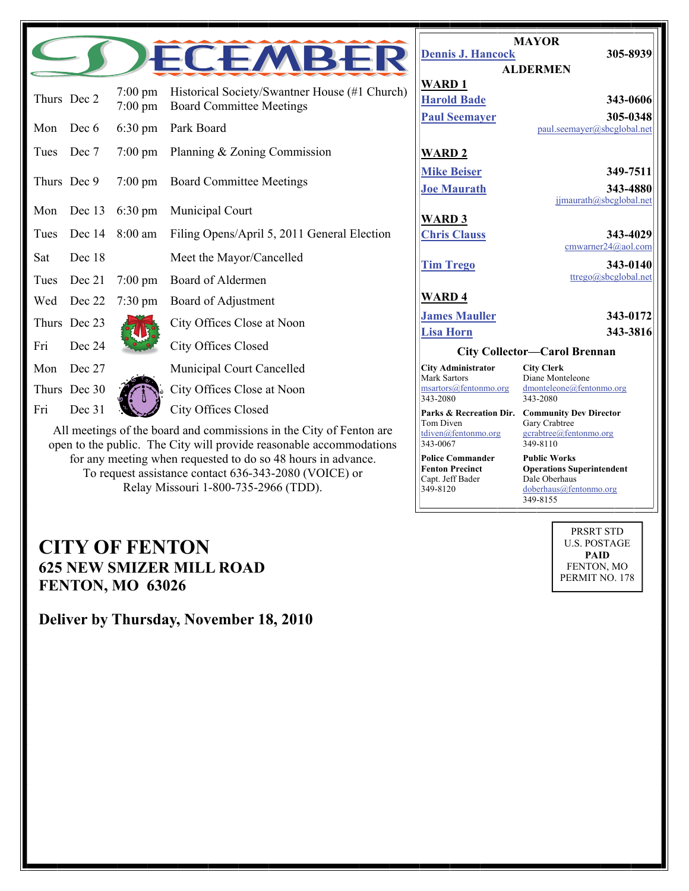# DECEMBER

| | | | |
|---|---|---|---|
| Thurs | Dec 2 | 7:00 pm<br>7:00 pm | Historical Society/Swantner House (#1 Church)<br>Board Committee Meetings |
| Mon | Dec 6 | 6:30 pm | Park Board |
| Tues | Dec 7 | 7:00 pm | Planning & Zoning Commission |
| Thurs | Dec 9 | 7:00 pm | Board Committee Meetings |
| Mon | Dec 13 | 6:30 pm | Municipal Court |
| Tues | Dec 14 | 8:00 am | Filing Opens/April 5, 2011 General Election |
| Sat | Dec 18 | | Meet the Mayor/Cancelled |
| Tues | Dec 21 | 7:00 pm | Board of Aldermen |
| Wed | Dec 22 | 7:30 pm | Board of Adjustment |
| Thurs | Dec 23 | | City Offices Close at Noon |
| Fri | Dec 24 | | City Offices Closed |
| Mon | Dec 27 | | Municipal Court Cancelled |
| Thurs | Dec 30 | | City Offices Close at Noon |
| Fri | Dec 31 | | City Offices Closed |

All meetings of the board and commissions in the City of Fenton are open to the public. The City will provide reasonable accommodations for any meeting when requested to do so 48 hours in advance. To request assistance contact 636-343-2080 (VOICE) or Relay Missouri 1-800-735-2966 (TDD).

**MAYOR**

**Dennis J. Hancock** 305-8939

**ALDERMEN**

**WARD 1**

**Harold Bade** 343-0606

**Paul Seemayer** 305-0348
paul.seemayer@sbcglobal.net

**WARD 2**

**Mike Beiser** 349-7511

**Joe Maurath** 343-4880
jjmaurath@sbcglobal.net

**WARD 3**

**Chris Clauss** 343-4029
cmwarner24@aol.com

**Tim Trego** 343-0140
ttrego@sbcglobal.net

**WARD 4**

**James Mauller** 343-0172

**Lisa Horn** 343-3816

**City Collector—Carol Brennan**

**City Administrator**
Mark Sartors
msartors@fentonmo.org
343-2080

**City Clerk**
Diane Monteleone
dmonteleone@fentonmo.org
343-2080

**Parks & Recreation Dir.**
Tom Diven
tdiven@fentonmo.org
343-0067

**Community Dev Director**
Gary Crabtree
gcrabtree@fentonmo.org
349-8110

**Police Commander**
**Fenton Precinct**
Capt. Jeff Bader
349-8120

**Public Works**
**Operations Superintendent**
Dale Oberhaus
doberhaus@fentonmo.org
349-8155

PRSRT STD
U.S. POSTAGE
**PAID**
FENTON, MO
PERMIT NO. 178

## CITY OF FENTON
**625 NEW SMIZER MILL ROAD**
**FENTON, MO 63026**

**Deliver by Thursday, November 18, 2010**